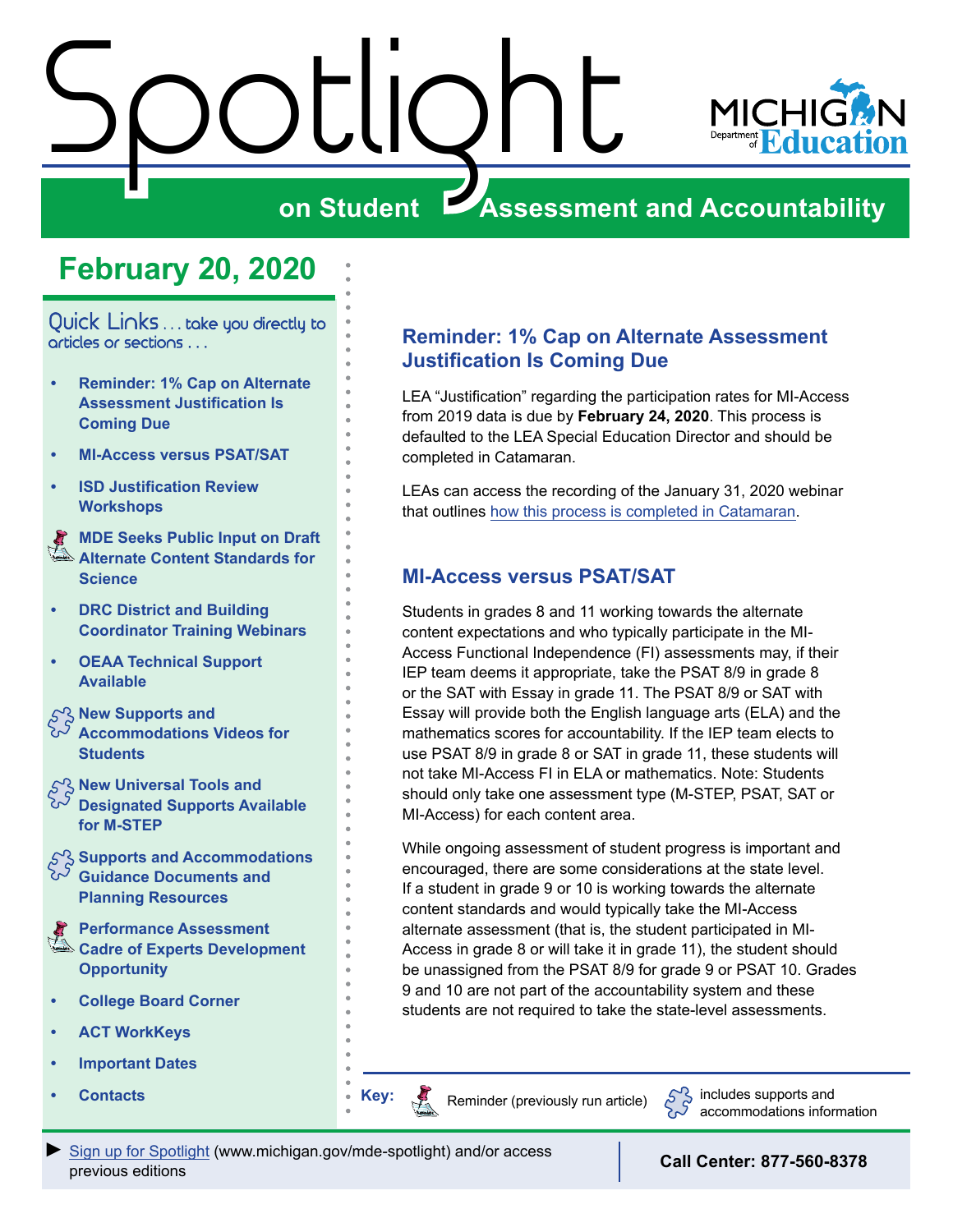# Spotlight

## on Student Assessment and Accountability

MICHIGAN Department of Education

## February 20, 2020

**Quick Links** . . . take you directly to articles or sections . . .

- **Reminder: 1% Cap on Alternate Assessment Justification Is Coming Due**
- **MI-Access versus PSAT/SAT**
- **ISD Justification Review Workshops**
- **MDE Seeks Public Input on Draft Alternate Content Standards for Science**
- **DRC District and Building Coordinator Training Webinars**
- **OEAA Technical Support Available**
- **New Supports and Accommodations Videos for Students**
- **New Universal Tools and Designated Supports Available for M-STEP**
- **Supports and Accommodations Guidance Documents and Planning Resources**
- **Performance Assessment Cadre of Experts Development Opportunity**
- **College Board Corner**
- **ACT WorkKeys**
- **Important Dates**
- **Contacts**

## Reminder: 1% Cap on Alternate Assessment Justification Is Coming Due

LEA "Justification" regarding the participation rates for MI-Access from 2019 data is due by **February 24, 2020**. This process is defaulted to the LEA Special Education Director and should be completed in Catamaran.

LEAs can access the recording of the January 31, 2020 webinar that outlines how this process is completed in Catamaran.

## MI-Access versus PSAT/SAT

Students in grades 8 and 11 working towards the alternate content expectations and who typically participate in the MI-Access Functional Independence (FI) assessments may, if their IEP team deems it appropriate, take the PSAT 8/9 in grade 8 or the SAT with Essay in grade 11. The PSAT 8/9 or SAT with Essay will provide both the English language arts (ELA) and the mathematics scores for accountability. If the IEP team elects to use PSAT 8/9 in grade 8 or SAT in grade 11, these students will not take MI-Access FI in ELA or mathematics. Note: Students should only take one assessment type (M-STEP, PSAT, SAT or MI-Access) for each content area.

While ongoing assessment of student progress is important and encouraged, there are some considerations at the state level. If a student in grade 9 or 10 is working towards the alternate content standards and would typically take the MI-Access alternate assessment (that is, the student participated in MI-Access in grade 8 or will take it in grade 11), the student should be unassigned from the PSAT 8/9 for grade 9 or PSAT 10. Grades 9 and 10 are not part of the accountability system and these students are not required to take the state-level assessments.

**Key:** Reminder (previously run article) includes supports and accommodations information

► Sign up for Spotlight (www.michigan.gov/mde-spotlight) and/or access previous editions

**Call Center: 877-560-8378**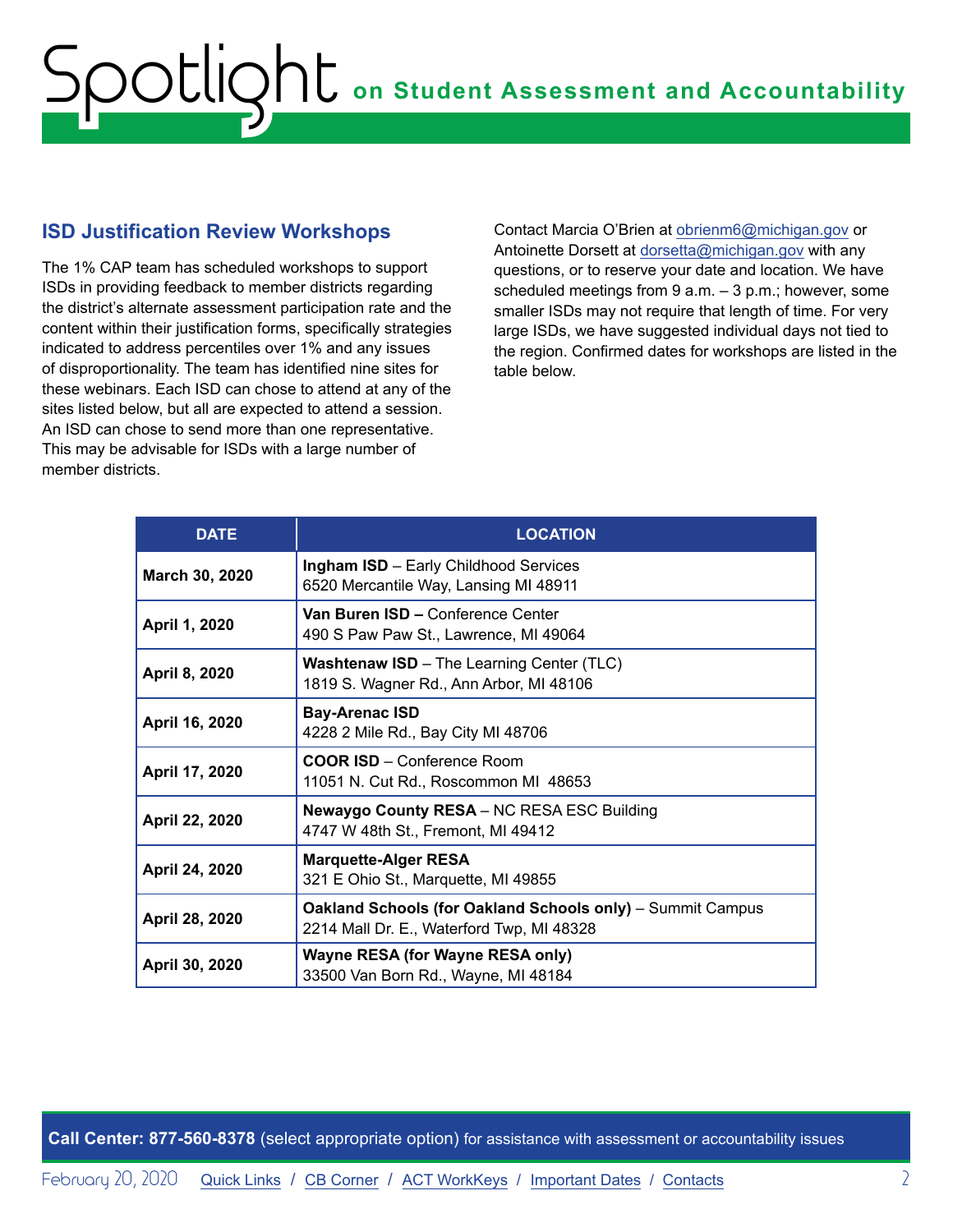## ISD Justification Review Workshops

The 1% CAP team has scheduled workshops to support ISDs in providing feedback to member districts regarding the district's alternate assessment participation rate and the content within their justification forms, specifically strategies indicated to address percentiles over 1% and any issues of disproportionality. The team has identified nine sites for these webinars. Each ISD can chose to attend at any of the sites listed below, but all are expected to attend a session. An ISD can chose to send more than one representative. This may be advisable for ISDs with a large number of member districts.

Contact Marcia O'Brien at obrienm6@michigan.gov or Antoinette Dorsett at dorsetta@michigan.gov with any questions, or to reserve your date and location. We have scheduled meetings from 9 a.m. – 3 p.m.; however, some smaller ISDs may not require that length of time. For very large ISDs, we have suggested individual days not tied to the region. Confirmed dates for workshops are listed in the table below.

| DATE | LOCATION |
|---|---|
| **March 30, 2020** | **Ingham ISD** – Early Childhood Services<br>6520 Mercantile Way, Lansing MI 48911 |
| **April 1, 2020** | **Van Buren ISD –** Conference Center<br>490 S Paw Paw St., Lawrence, MI 49064 |
| **April 8, 2020** | **Washtenaw ISD** – The Learning Center (TLC)<br>1819 S. Wagner Rd., Ann Arbor, MI 48106 |
| **April 16, 2020** | **Bay-Arenac ISD**<br>4228 2 Mile Rd., Bay City MI 48706 |
| **April 17, 2020** | **COOR ISD** – Conference Room<br>11051 N. Cut Rd., Roscommon MI 48653 |
| **April 22, 2020** | **Newaygo County RESA** – NC RESA ESC Building<br>4747 W 48th St., Fremont, MI 49412 |
| **April 24, 2020** | **Marquette-Alger RESA**<br>321 E Ohio St., Marquette, MI 49855 |
| **April 28, 2020** | **Oakland Schools (for Oakland Schools only)** – Summit Campus<br>2214 Mall Dr. E., Waterford Twp, MI 48328 |
| **April 30, 2020** | **Wayne RESA (for Wayne RESA only)**<br>33500 Van Born Rd., Wayne, MI 48184 |

**Call Center: 877-560-8378** (select appropriate option) for assistance with assessment or accountability issues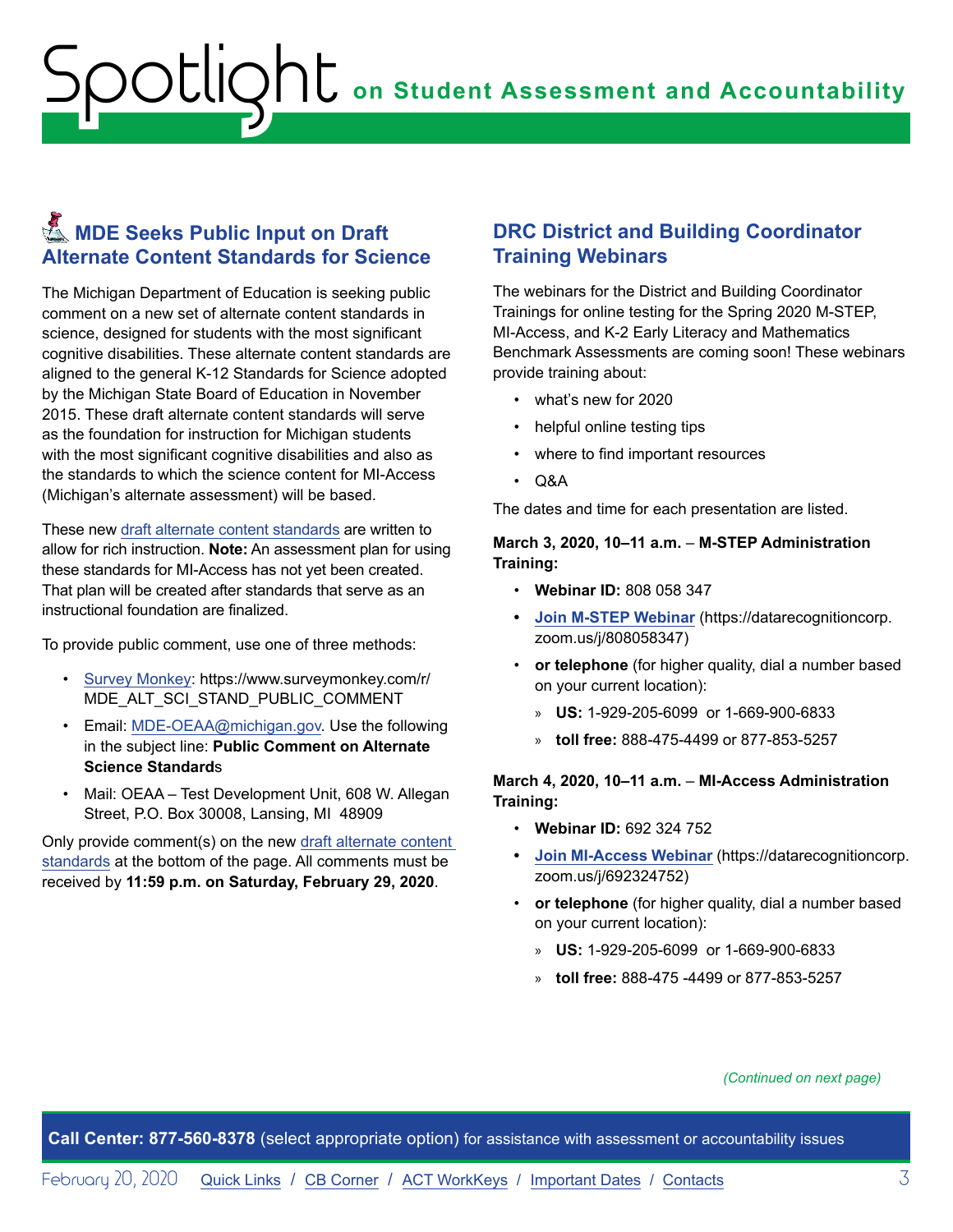## MDE Seeks Public Input on Draft Alternate Content Standards for Science

The Michigan Department of Education is seeking public comment on a new set of alternate content standards in science, designed for students with the most significant cognitive disabilities. These alternate content standards are aligned to the general K-12 Standards for Science adopted by the Michigan State Board of Education in November 2015. These draft alternate content standards will serve as the foundation for instruction for Michigan students with the most significant cognitive disabilities and also as the standards to which the science content for MI-Access (Michigan's alternate assessment) will be based.

These new draft alternate content standards are written to allow for rich instruction. **Note:** An assessment plan for using these standards for MI-Access has not yet been created. That plan will be created after standards that serve as an instructional foundation are finalized.

To provide public comment, use one of three methods:

- Survey Monkey: https://www.surveymonkey.com/r/MDE_ALT_SCI_STAND_PUBLIC_COMMENT
- Email: MDE-OEAA@michigan.gov. Use the following in the subject line: **Public Comment on Alternate Science Standard**s
- Mail: OEAA – Test Development Unit, 608 W. Allegan Street, P.O. Box 30008, Lansing, MI 48909

Only provide comment(s) on the new draft alternate content standards at the bottom of the page. All comments must be received by **11:59 p.m. on Saturday, February 29, 2020**.

## DRC District and Building Coordinator Training Webinars

The webinars for the District and Building Coordinator Trainings for online testing for the Spring 2020 M-STEP, MI-Access, and K-2 Early Literacy and Mathematics Benchmark Assessments are coming soon! These webinars provide training about:

- what's new for 2020
- helpful online testing tips
- where to find important resources
- Q&A

The dates and time for each presentation are listed.

**March 3, 2020, 10–11 a.m.** – **M-STEP Administration Training:**

- **Webinar ID:** 808 058 347
- **Join M-STEP Webinar** (https://datarecognitioncorp.zoom.us/j/808058347)
- **or telephone** (for higher quality, dial a number based on your current location):
  - **US:** 1-929-205-6099 or 1-669-900-6833
  - **toll free:** 888-475-4499 or 877-853-5257

**March 4, 2020, 10–11 a.m.** – **MI-Access Administration Training:**

- **Webinar ID:** 692 324 752
- **Join MI-Access Webinar** (https://datarecognitioncorp.zoom.us/j/692324752)
- **or telephone** (for higher quality, dial a number based on your current location):
  - **US:** 1-929-205-6099 or 1-669-900-6833
  - **toll free:** 888-475 -4499 or 877-853-5257

*(Continued on next page)*

**Call Center: 877-560-8378** (select appropriate option) for assistance with assessment or accountability issues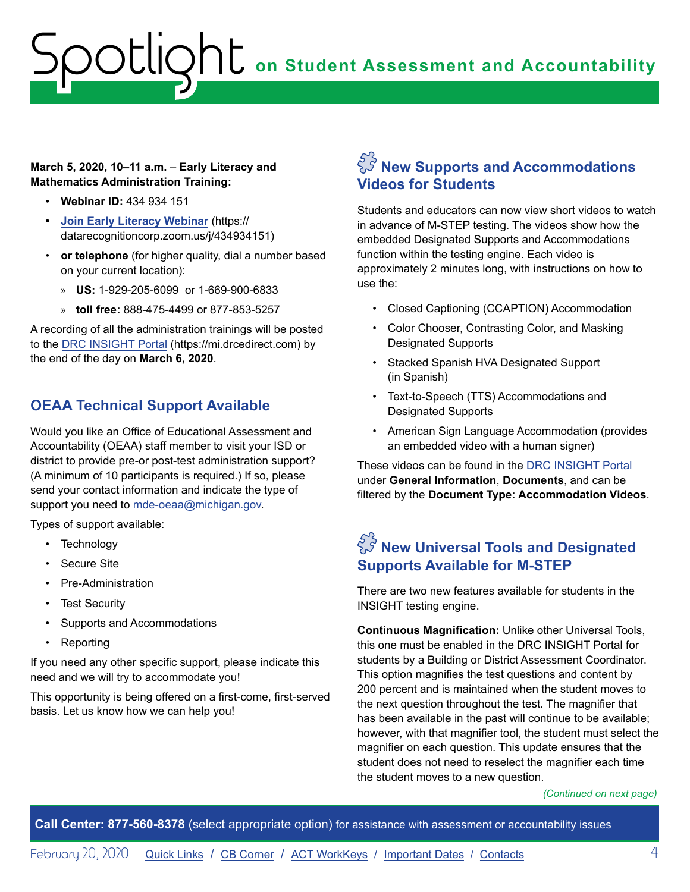**March 5, 2020, 10–11 a.m.** – **Early Literacy and Mathematics Administration Training:**

- **Webinar ID:** 434 934 151
- **Join Early Literacy Webinar** (https://datarecognitioncorp.zoom.us/j/434934151)
- **or telephone** (for higher quality, dial a number based on your current location):
  - **US:** 1-929-205-6099 or 1-669-900-6833
  - **toll free:** 888-475-4499 or 877-853-5257

A recording of all the administration trainings will be posted to the DRC INSIGHT Portal (https://mi.drcedirect.com) by the end of the day on **March 6, 2020**.

## OEAA Technical Support Available

Would you like an Office of Educational Assessment and Accountability (OEAA) staff member to visit your ISD or district to provide pre-or post-test administration support? (A minimum of 10 participants is required.) If so, please send your contact information and indicate the type of support you need to mde-oeaa@michigan.gov.

Types of support available:

- Technology
- Secure Site
- Pre-Administration
- Test Security
- Supports and Accommodations
- Reporting

If you need any other specific support, please indicate this need and we will try to accommodate you!

This opportunity is being offered on a first-come, first-served basis. Let us know how we can help you!

## New Supports and Accommodations Videos for Students

Students and educators can now view short videos to watch in advance of M-STEP testing. The videos show how the embedded Designated Supports and Accommodations function within the testing engine. Each video is approximately 2 minutes long, with instructions on how to use the:

- Closed Captioning (CCAPTION) Accommodation
- Color Chooser, Contrasting Color, and Masking Designated Supports
- Stacked Spanish HVA Designated Support (in Spanish)
- Text-to-Speech (TTS) Accommodations and Designated Supports
- American Sign Language Accommodation (provides an embedded video with a human signer)

These videos can be found in the DRC INSIGHT Portal under **General Information**, **Documents**, and can be filtered by the **Document Type: Accommodation Videos**.

## New Universal Tools and Designated Supports Available for M-STEP

There are two new features available for students in the INSIGHT testing engine.

**Continuous Magnification:** Unlike other Universal Tools, this one must be enabled in the DRC INSIGHT Portal for students by a Building or District Assessment Coordinator. This option magnifies the test questions and content by 200 percent and is maintained when the student moves to the next question throughout the test. The magnifier that has been available in the past will continue to be available; however, with that magnifier tool, the student must select the magnifier on each question. This update ensures that the student does not need to reselect the magnifier each time the student moves to a new question.

*(Continued on next page)*

**Call Center: 877-560-8378** (select appropriate option) for assistance with assessment or accountability issues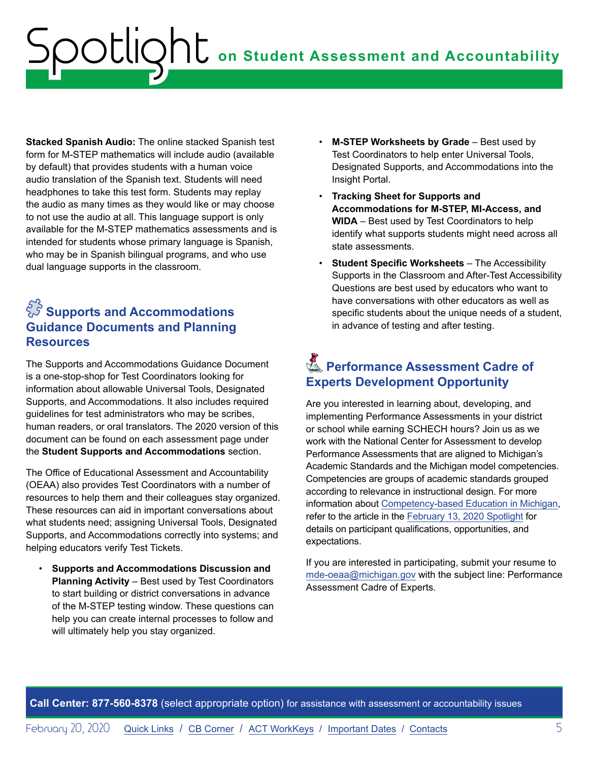**Stacked Spanish Audio:** The online stacked Spanish test form for M-STEP mathematics will include audio (available by default) that provides students with a human voice audio translation of the Spanish text. Students will need headphones to take this test form. Students may replay the audio as many times as they would like or may choose to not use the audio at all. This language support is only available for the M-STEP mathematics assessments and is intended for students whose primary language is Spanish, who may be in Spanish bilingual programs, and who use dual language supports in the classroom.

## Supports and Accommodations Guidance Documents and Planning Resources

The Supports and Accommodations Guidance Document is a one-stop-shop for Test Coordinators looking for information about allowable Universal Tools, Designated Supports, and Accommodations. It also includes required guidelines for test administrators who may be scribes, human readers, or oral translators. The 2020 version of this document can be found on each assessment page under the **Student Supports and Accommodations** section.

The Office of Educational Assessment and Accountability (OEAA) also provides Test Coordinators with a number of resources to help them and their colleagues stay organized. These resources can aid in important conversations about what students need; assigning Universal Tools, Designated Supports, and Accommodations correctly into systems; and helping educators verify Test Tickets.

- **Supports and Accommodations Discussion and Planning Activity** – Best used by Test Coordinators to start building or district conversations in advance of the M-STEP testing window. These questions can help you can create internal processes to follow and will ultimately help you stay organized.
- **M-STEP Worksheets by Grade** – Best used by Test Coordinators to help enter Universal Tools, Designated Supports, and Accommodations into the Insight Portal.
- **Tracking Sheet for Supports and Accommodations for M-STEP, MI-Access, and WIDA** – Best used by Test Coordinators to help identify what supports students might need across all state assessments.
- **Student Specific Worksheets** – The Accessibility Supports in the Classroom and After-Test Accessibility Questions are best used by educators who want to have conversations with other educators as well as specific students about the unique needs of a student, in advance of testing and after testing.

## Performance Assessment Cadre of Experts Development Opportunity

Are you interested in learning about, developing, and implementing Performance Assessments in your district or school while earning SCHECH hours? Join us as we work with the National Center for Assessment to develop Performance Assessments that are aligned to Michigan's Academic Standards and the Michigan model competencies. Competencies are groups of academic standards grouped according to relevance in instructional design. For more information about Competency-based Education in Michigan, refer to the article in the February 13, 2020 Spotlight for details on participant qualifications, opportunities, and expectations.

If you are interested in participating, submit your resume to mde-oeaa@michigan.gov with the subject line: Performance Assessment Cadre of Experts.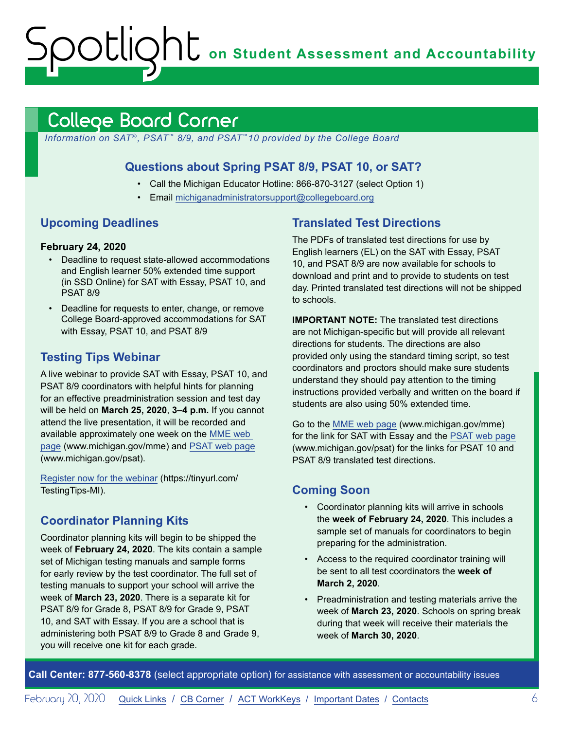## College Board Corner

*Information on SAT®, PSAT™ 8/9, and PSAT™10 provided by the College Board*

### Questions about Spring PSAT 8/9, PSAT 10, or SAT?

- Call the Michigan Educator Hotline: 866-870-3127 (select Option 1)
- Email michiganadministratorsupport@collegeboard.org

### Upcoming Deadlines

**February 24, 2020**

- Deadline to request state-allowed accommodations and English learner 50% extended time support (in SSD Online) for SAT with Essay, PSAT 10, and PSAT 8/9
- Deadline for requests to enter, change, or remove College Board-approved accommodations for SAT with Essay, PSAT 10, and PSAT 8/9

### Testing Tips Webinar

A live webinar to provide SAT with Essay, PSAT 10, and PSAT 8/9 coordinators with helpful hints for planning for an effective preadministration session and test day will be held on **March 25, 2020**, **3–4 p.m.** If you cannot attend the live presentation, it will be recorded and available approximately one week on the MME web page (www.michigan.gov/mme) and PSAT web page (www.michigan.gov/psat).

Register now for the webinar (https://tinyurl.com/TestingTips-MI).

### Coordinator Planning Kits

Coordinator planning kits will begin to be shipped the week of **February 24, 2020**. The kits contain a sample set of Michigan testing manuals and sample forms for early review by the test coordinator. The full set of testing manuals to support your school will arrive the week of **March 23, 2020**. There is a separate kit for PSAT 8/9 for Grade 8, PSAT 8/9 for Grade 9, PSAT 10, and SAT with Essay. If you are a school that is administering both PSAT 8/9 to Grade 8 and Grade 9, you will receive one kit for each grade.

### Translated Test Directions

The PDFs of translated test directions for use by English learners (EL) on the SAT with Essay, PSAT 10, and PSAT 8/9 are now available for schools to download and print and to provide to students on test day. Printed translated test directions will not be shipped to schools.

**IMPORTANT NOTE:** The translated test directions are not Michigan-specific but will provide all relevant directions for students. The directions are also provided only using the standard timing script, so test coordinators and proctors should make sure students understand they should pay attention to the timing instructions provided verbally and written on the board if students are also using 50% extended time.

Go to the MME web page (www.michigan.gov/mme) for the link for SAT with Essay and the PSAT web page (www.michigan.gov/psat) for the links for PSAT 10 and PSAT 8/9 translated test directions.

### Coming Soon

- Coordinator planning kits will arrive in schools the **week of February 24, 2020**. This includes a sample set of manuals for coordinators to begin preparing for the administration.
- Access to the required coordinator training will be sent to all test coordinators the **week of March 2, 2020**.
- Preadministration and testing materials arrive the week of **March 23, 2020**. Schools on spring break during that week will receive their materials the week of **March 30, 2020**.

**Call Center: 877-560-8378** (select appropriate option) for assistance with assessment or accountability issues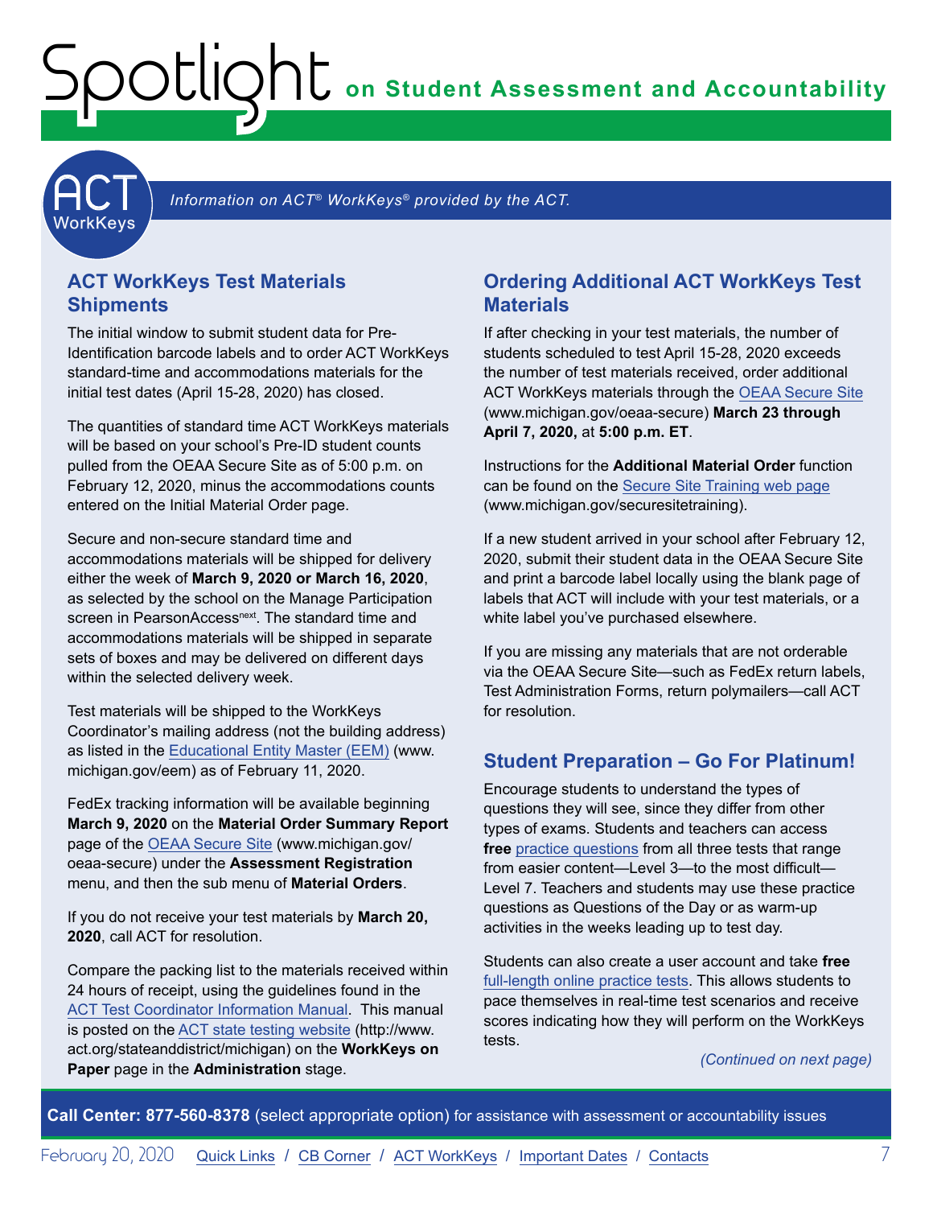# Spotlight on Student Assessment and Accountability

## ACT WorkKeys

*Information on ACT® WorkKeys® provided by the ACT.*

### ACT WorkKeys Test Materials Shipments

The initial window to submit student data for Pre-Identification barcode labels and to order ACT WorkKeys standard-time and accommodations materials for the initial test dates (April 15-28, 2020) has closed.

The quantities of standard time ACT WorkKeys materials will be based on your school's Pre-ID student counts pulled from the OEAA Secure Site as of 5:00 p.m. on February 12, 2020, minus the accommodations counts entered on the Initial Material Order page.

Secure and non-secure standard time and accommodations materials will be shipped for delivery either the week of **March 9, 2020 or March 16, 2020**, as selected by the school on the Manage Participation screen in PearsonAccess[next]. The standard time and accommodations materials will be shipped in separate sets of boxes and may be delivered on different days within the selected delivery week.

Test materials will be shipped to the WorkKeys Coordinator's mailing address (not the building address) as listed in the Educational Entity Master (EEM) (www.michigan.gov/eem) as of February 11, 2020.

FedEx tracking information will be available beginning **March 9, 2020** on the **Material Order Summary Report** page of the OEAA Secure Site (www.michigan.gov/oeaa-secure) under the **Assessment Registration** menu, and then the sub menu of **Material Orders**.

If you do not receive your test materials by **March 20, 2020**, call ACT for resolution.

Compare the packing list to the materials received within 24 hours of receipt, using the guidelines found in the ACT Test Coordinator Information Manual. This manual is posted on the ACT state testing website (http://www.act.org/stateanddistrict/michigan) on the **WorkKeys on Paper** page in the **Administration** stage.

### Ordering Additional ACT WorkKeys Test Materials

If after checking in your test materials, the number of students scheduled to test April 15-28, 2020 exceeds the number of test materials received, order additional ACT WorkKeys materials through the OEAA Secure Site (www.michigan.gov/oeaa-secure) **March 23 through April 7, 2020,** at **5:00 p.m. ET**.

Instructions for the **Additional Material Order** function can be found on the Secure Site Training web page (www.michigan.gov/securesitetraining).

If a new student arrived in your school after February 12, 2020, submit their student data in the OEAA Secure Site and print a barcode label locally using the blank page of labels that ACT will include with your test materials, or a white label you've purchased elsewhere.

If you are missing any materials that are not orderable via the OEAA Secure Site—such as FedEx return labels, Test Administration Forms, return polymailers—call ACT for resolution.

### Student Preparation – Go For Platinum!

Encourage students to understand the types of questions they will see, since they differ from other types of exams. Students and teachers can access **free** practice questions from all three tests that range from easier content—Level 3—to the most difficult—Level 7. Teachers and students may use these practice questions as Questions of the Day or as warm-up activities in the weeks leading up to test day.

Students can also create a user account and take **free** full-length online practice tests. This allows students to pace themselves in real-time test scenarios and receive scores indicating how they will perform on the WorkKeys tests.

*(Continued on next page)*

**Call Center: 877-560-8378** (select appropriate option) for assistance with assessment or accountability issues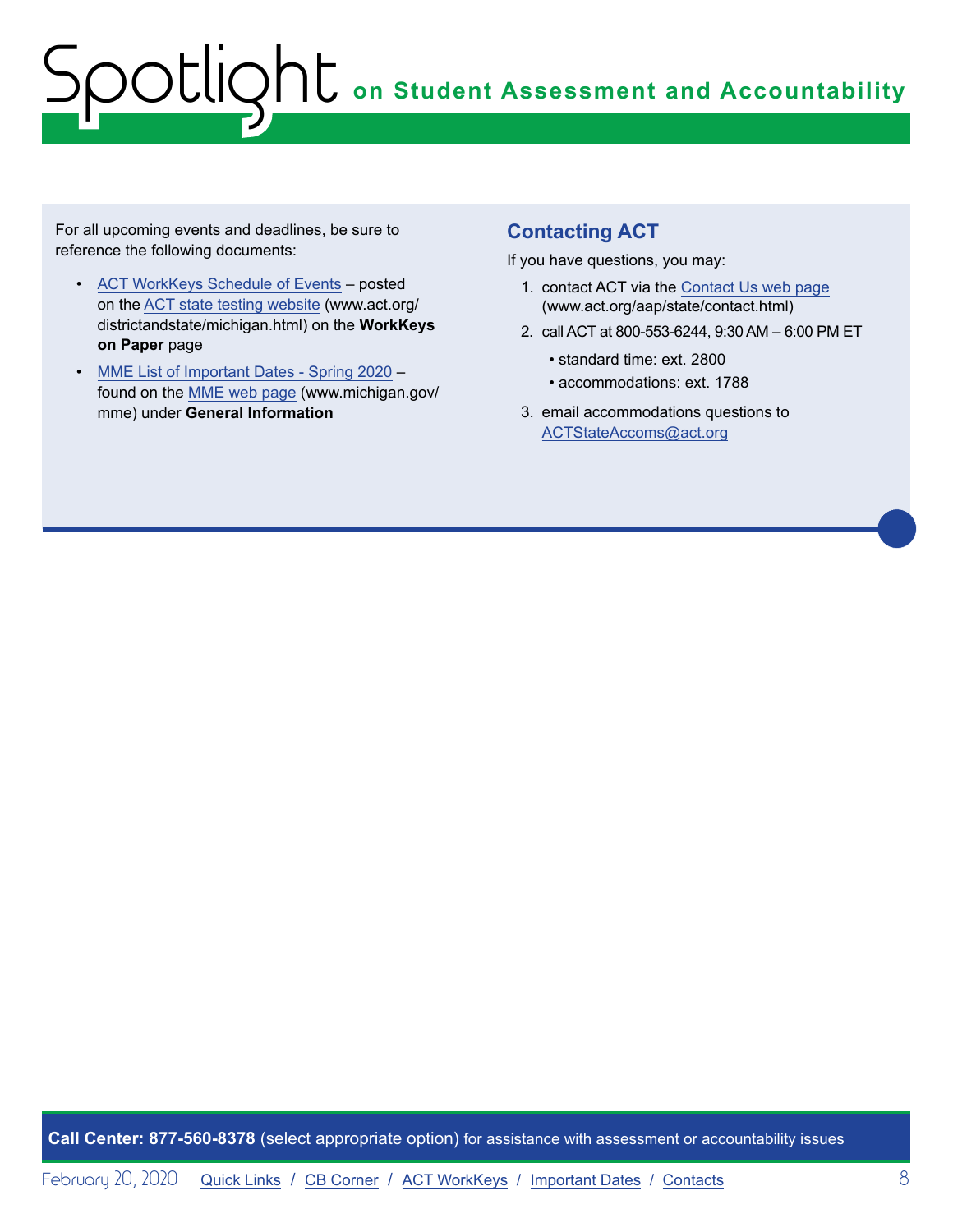For all upcoming events and deadlines, be sure to reference the following documents:

- ACT WorkKeys Schedule of Events – posted on the ACT state testing website (www.act.org/districtandstate/michigan.html) on the **WorkKeys on Paper** page
- MME List of Important Dates - Spring 2020 – found on the MME web page (www.michigan.gov/mme) under **General Information**

## Contacting ACT

If you have questions, you may:

1. contact ACT via the Contact Us web page (www.act.org/aap/state/contact.html)
2. call ACT at 800-553-6244, 9:30 AM – 6:00 PM ET
   - standard time: ext. 2800
   - accommodations: ext. 1788
3. email accommodations questions to ACTStateAccoms@act.org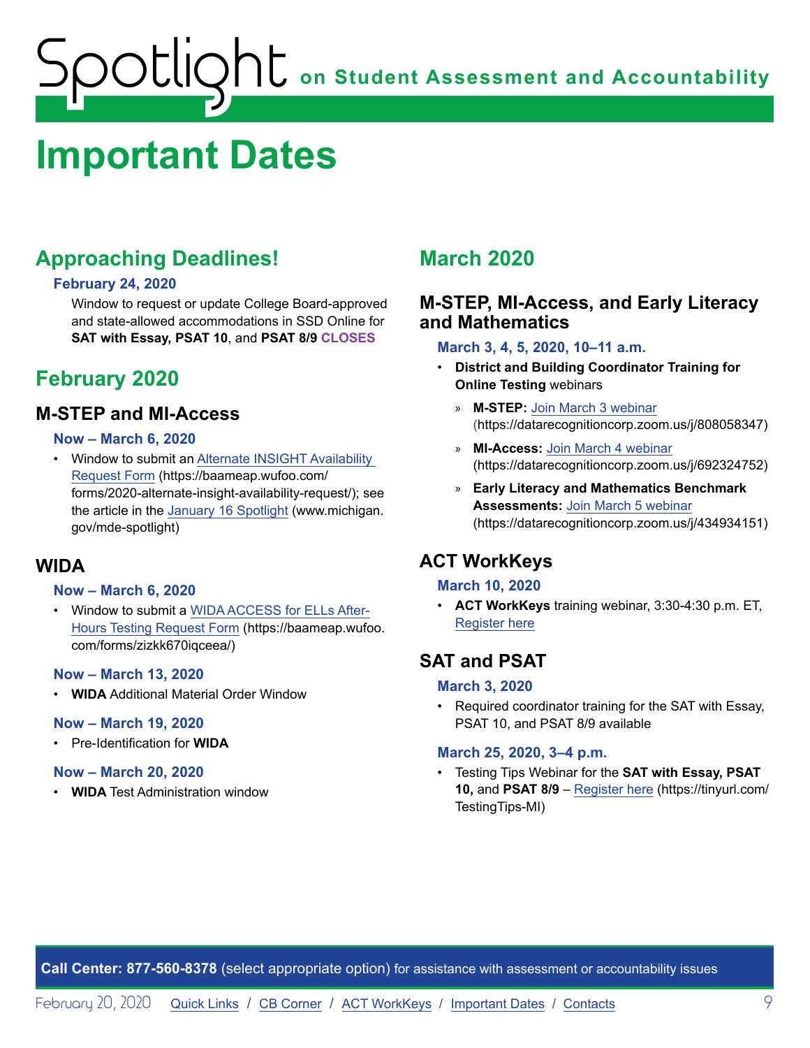# Important Dates

## Approaching Deadlines!

### February 24, 2020

Window to request or update College Board-approved and state-allowed accommodations in SSD Online for **SAT with Essay, PSAT 10**, and **PSAT 8/9** **CLOSES**

## February 2020

### M-STEP and MI-Access

#### Now – March 6, 2020

- Window to submit an Alternate INSIGHT Availability Request Form (https://baameap.wufoo.com/forms/2020-alternate-insight-availability-request/); see the article in the January 16 Spotlight (www.michigan.gov/mde-spotlight)

### WIDA

#### Now – March 6, 2020

- Window to submit a WIDA ACCESS for ELLs After-Hours Testing Request Form (https://baameap.wufoo.com/forms/zizkk670iqceea/)

#### Now – March 13, 2020

- **WIDA** Additional Material Order Window

#### Now – March 19, 2020

- Pre-Identification for **WIDA**

#### Now – March 20, 2020

- **WIDA** Test Administration window

## March 2020

### M-STEP, MI-Access, and Early Literacy and Mathematics

#### March 3, 4, 5, 2020, 10–11 a.m.

- **District and Building Coordinator Training for Online Testing** webinars
  - **M-STEP:** Join March 3 webinar (https://datarecognitioncorp.zoom.us/j/808058347)
  - **MI-Access:** Join March 4 webinar (https://datarecognitioncorp.zoom.us/j/692324752)
  - **Early Literacy and Mathematics Benchmark Assessments:** Join March 5 webinar (https://datarecognitioncorp.zoom.us/j/434934151)

### ACT WorkKeys

#### March 10, 2020

- **ACT WorkKeys** training webinar, 3:30-4:30 p.m. ET, Register here

### SAT and PSAT

#### March 3, 2020

- Required coordinator training for the SAT with Essay, PSAT 10, and PSAT 8/9 available

#### March 25, 2020, 3–4 p.m.

- Testing Tips Webinar for the **SAT with Essay, PSAT 10,** and **PSAT 8/9** – Register here (https://tinyurl.com/TestingTips-MI)

**Call Center: 877-560-8378** (select appropriate option) for assistance with assessment or accountability issues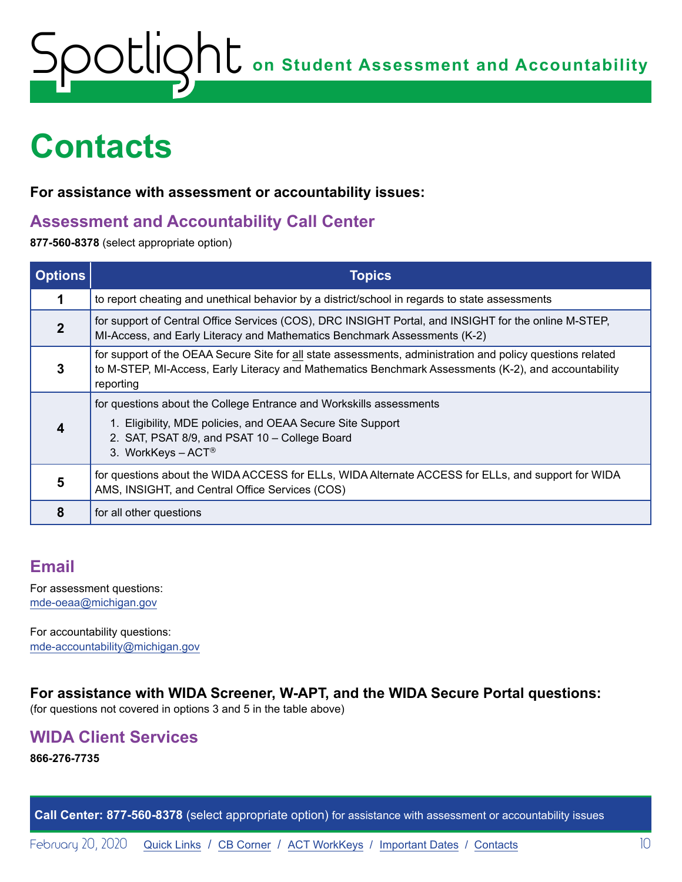# Contacts

**For assistance with assessment or accountability issues:**

## Assessment and Accountability Call Center

**877-560-8378** (select appropriate option)

| Options | Topics |
|---|---|
| **1** | to report cheating and unethical behavior by a district/school in regards to state assessments |
| **2** | for support of Central Office Services (COS), DRC INSIGHT Portal, and INSIGHT for the online M-STEP, MI-Access, and Early Literacy and Mathematics Benchmark Assessments (K-2) |
| **3** | for support of the OEAA Secure Site for all state assessments, administration and policy questions related to M-STEP, MI-Access, Early Literacy and Mathematics Benchmark Assessments (K-2), and accountability reporting |
| **4** | for questions about the College Entrance and Workskills assessments<br>1. Eligibility, MDE policies, and OEAA Secure Site Support<br>2. SAT, PSAT 8/9, and PSAT 10 – College Board<br>3. WorkKeys – ACT® |
| **5** | for questions about the WIDA ACCESS for ELLs, WIDA Alternate ACCESS for ELLs, and support for WIDA AMS, INSIGHT, and Central Office Services (COS) |
| **8** | for all other questions |

## Email

For assessment questions:
mde-oeaa@michigan.gov

For accountability questions:
mde-accountability@michigan.gov

**For assistance with WIDA Screener, W-APT, and the WIDA Secure Portal questions:**
(for questions not covered in options 3 and 5 in the table above)

## WIDA Client Services

**866-276-7735**

**Call Center: 877-560-8378** (select appropriate option) for assistance with assessment or accountability issues